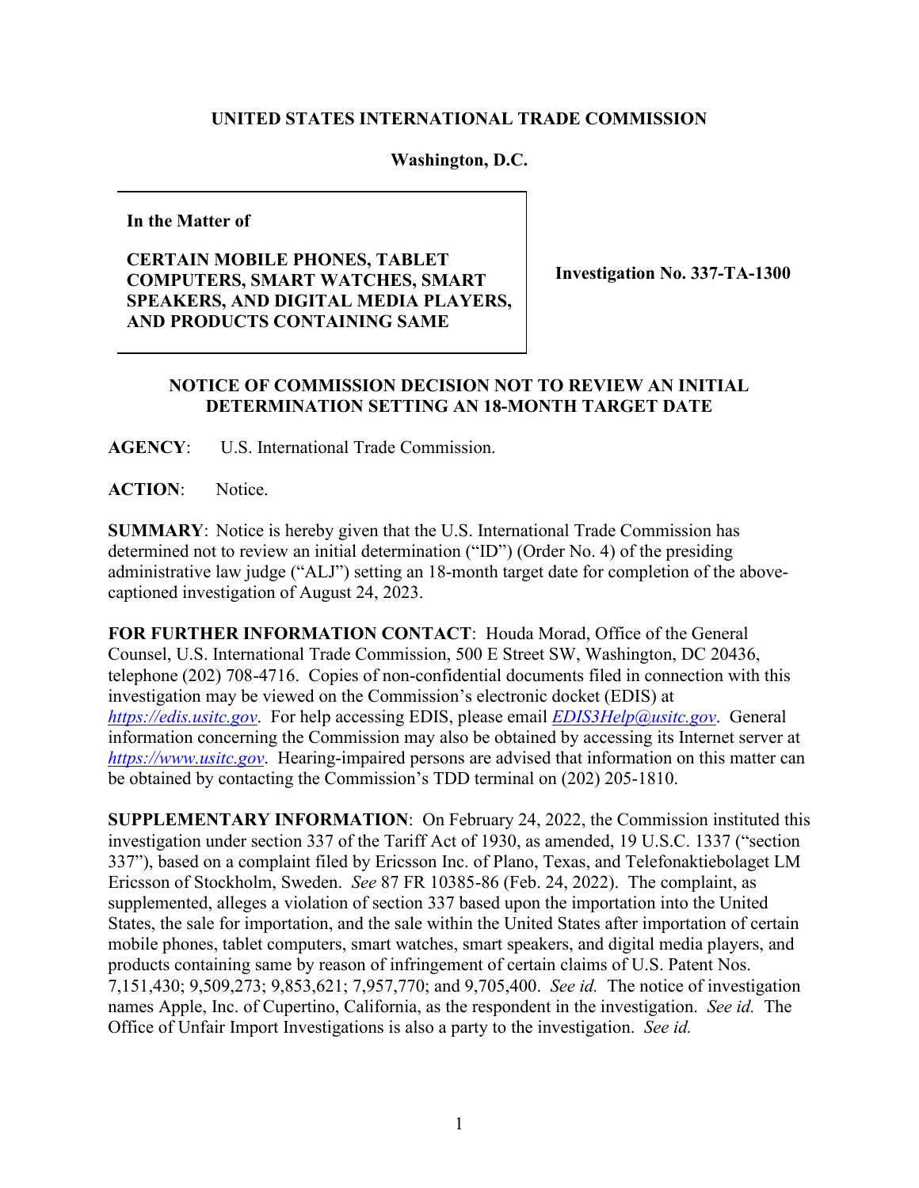**UNITED STATES INTERNATIONAL TRADE COMMISSION**

**Washington, D.C.**

| | |
|---|---|
| **In the Matter of**<br><br>**CERTAIN MOBILE PHONES, TABLET COMPUTERS, SMART WATCHES, SMART SPEAKERS, AND DIGITAL MEDIA PLAYERS, AND PRODUCTS CONTAINING SAME** | **Investigation No. 337-TA-1300** |

**NOTICE OF COMMISSION DECISION NOT TO REVIEW AN INITIAL DETERMINATION SETTING AN 18-MONTH TARGET DATE**

**AGENCY**: U.S. International Trade Commission.

**ACTION**: Notice.

**SUMMARY**: Notice is hereby given that the U.S. International Trade Commission has determined not to review an initial determination ("ID") (Order No. 4) of the presiding administrative law judge ("ALJ") setting an 18-month target date for completion of the above-captioned investigation of August 24, 2023.

**FOR FURTHER INFORMATION CONTACT**: Houda Morad, Office of the General Counsel, U.S. International Trade Commission, 500 E Street SW, Washington, DC 20436, telephone (202) 708-4716. Copies of non-confidential documents filed in connection with this investigation may be viewed on the Commission's electronic docket (EDIS) at *https://edis.usitc.gov*. For help accessing EDIS, please email *EDIS3Help@usitc.gov*. General information concerning the Commission may also be obtained by accessing its Internet server at *https://www.usitc.gov*. Hearing-impaired persons are advised that information on this matter can be obtained by contacting the Commission's TDD terminal on (202) 205-1810.

**SUPPLEMENTARY INFORMATION**: On February 24, 2022, the Commission instituted this investigation under section 337 of the Tariff Act of 1930, as amended, 19 U.S.C. 1337 ("section 337"), based on a complaint filed by Ericsson Inc. of Plano, Texas, and Telefonaktiebolaget LM Ericsson of Stockholm, Sweden. *See* 87 FR 10385-86 (Feb. 24, 2022). The complaint, as supplemented, alleges a violation of section 337 based upon the importation into the United States, the sale for importation, and the sale within the United States after importation of certain mobile phones, tablet computers, smart watches, smart speakers, and digital media players, and products containing same by reason of infringement of certain claims of U.S. Patent Nos. 7,151,430; 9,509,273; 9,853,621; 7,957,770; and 9,705,400. *See id.* The notice of investigation names Apple, Inc. of Cupertino, California, as the respondent in the investigation. *See id.* The Office of Unfair Import Investigations is also a party to the investigation. *See id.*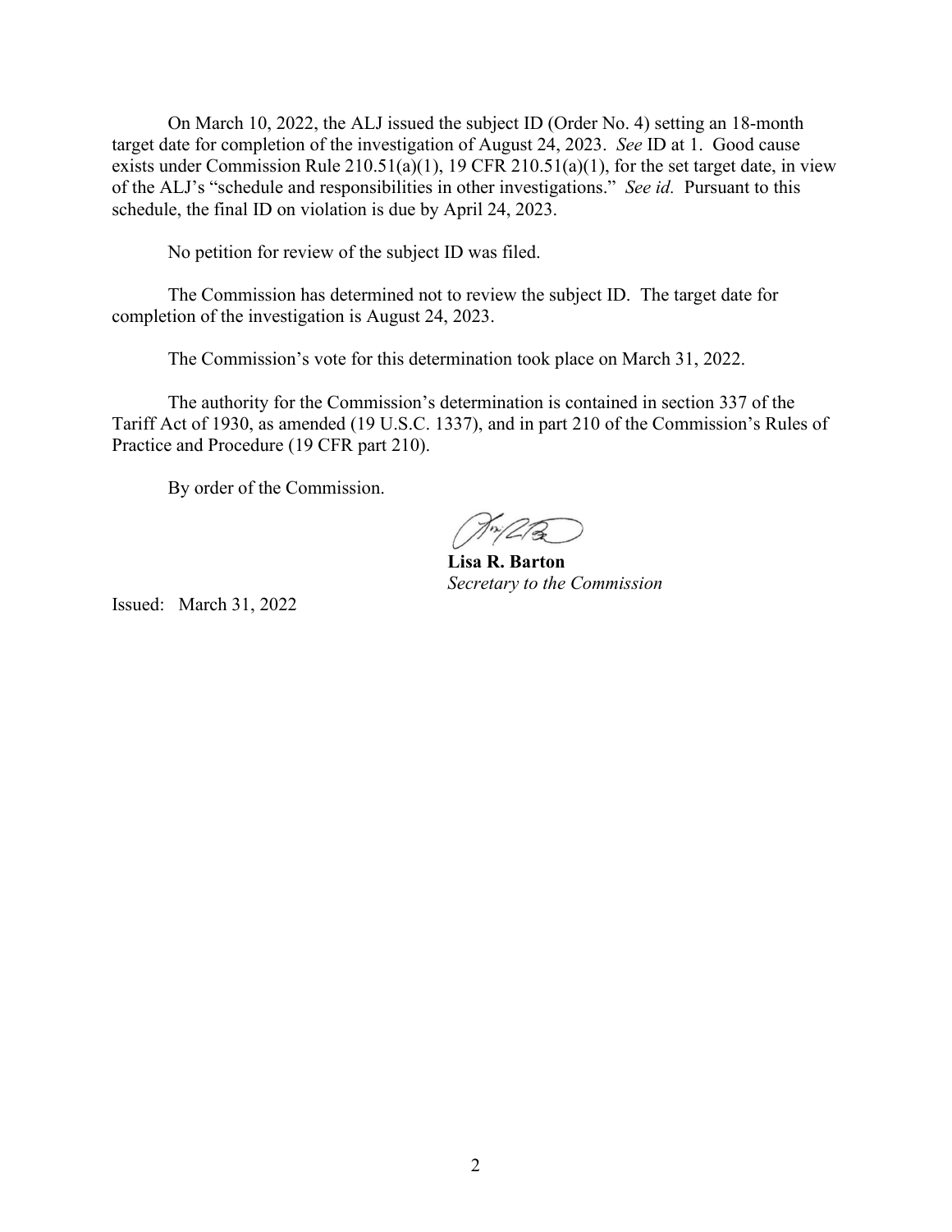On March 10, 2022, the ALJ issued the subject ID (Order No. 4) setting an 18-month target date for completion of the investigation of August 24, 2023. *See* ID at 1. Good cause exists under Commission Rule 210.51(a)(1), 19 CFR 210.51(a)(1), for the set target date, in view of the ALJ's "schedule and responsibilities in other investigations." *See id.* Pursuant to this schedule, the final ID on violation is due by April 24, 2023.

No petition for review of the subject ID was filed.

The Commission has determined not to review the subject ID. The target date for completion of the investigation is August 24, 2023.

The Commission's vote for this determination took place on March 31, 2022.

The authority for the Commission's determination is contained in section 337 of the Tariff Act of 1930, as amended (19 U.S.C. 1337), and in part 210 of the Commission's Rules of Practice and Procedure (19 CFR part 210).

By order of the Commission.

**Lisa R. Barton**
*Secretary to the Commission*

Issued: March 31, 2022